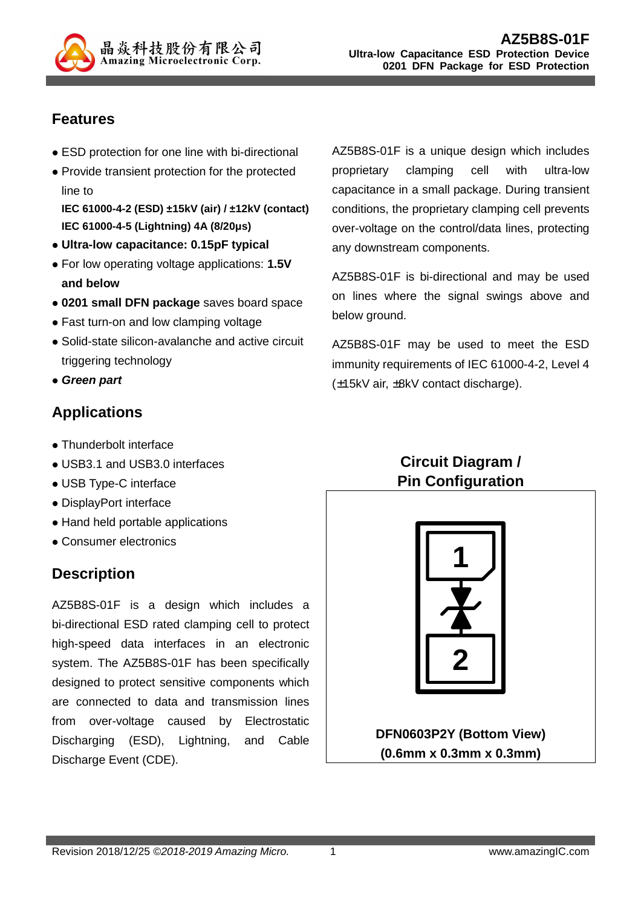# AZ5B8S-01F

**Ultra-low Capacitance ESD Protection Device**
**0201 DFN Package for ESD Protection**

## Features

- ESD protection for one line with bi-directional
- Provide transient protection for the protected line to
  **IEC 61000-4-2 (ESD) ±15kV (air) / ±12kV (contact)**
  **IEC 61000-4-5 (Lightning) 4A (8/20μs)**
- **Ultra-low capacitance: 0.15pF typical**
- For low operating voltage applications: **1.5V and below**
- **0201 small DFN package** saves board space
- Fast turn-on and low clamping voltage
- Solid-state silicon-avalanche and active circuit triggering technology
- ***Green part***

## Applications

- Thunderbolt interface
- USB3.1 and USB3.0 interfaces
- USB Type-C interface
- DisplayPort interface
- Hand held portable applications
- Consumer electronics

## Description

AZ5B8S-01F is a design which includes a bi-directional ESD rated clamping cell to protect high-speed data interfaces in an electronic system. The AZ5B8S-01F has been specifically designed to protect sensitive components which are connected to data and transmission lines from over-voltage caused by Electrostatic Discharging (ESD), Lightning, and Cable Discharge Event (CDE).

AZ5B8S-01F is a unique design which includes proprietary clamping cell with ultra-low capacitance in a small package. During transient conditions, the proprietary clamping cell prevents over-voltage on the control/data lines, protecting any downstream components.

AZ5B8S-01F is bi-directional and may be used on lines where the signal swings above and below ground.

AZ5B8S-01F may be used to meet the ESD immunity requirements of IEC 61000-4-2, Level 4 (±15kV air, ±8kV contact discharge).

## Circuit Diagram / Pin Configuration

1

2

**DFN0603P2Y (Bottom View)**
**(0.6mm x 0.3mm x 0.3mm)**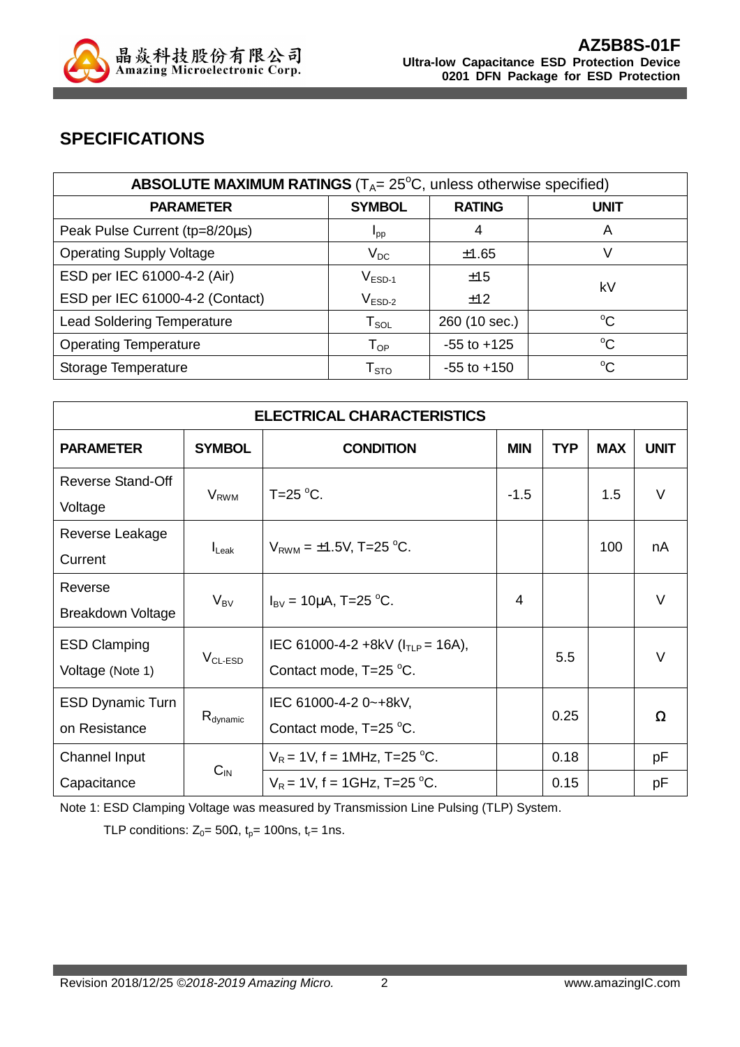## SPECIFICATIONS

| ABSOLUTE MAXIMUM RATINGS ($T_A$= 25°C, unless otherwise specified) | | | |
|---|---|---|---|
| **PARAMETER** | **SYMBOL** | **RATING** | **UNIT** |
| Peak Pulse Current (tp=8/20µs) | $I_{pp}$ | 4 | A |
| Operating Supply Voltage | $V_{DC}$ | ±1.65 | V |
| ESD per IEC 61000-4-2 (Air) | $V_{ESD-1}$ | ±15 | kV |
| ESD per IEC 61000-4-2 (Contact) | $V_{ESD-2}$ | ±12 | kV |
| Lead Soldering Temperature | $T_{SOL}$ | 260 (10 sec.) | °C |
| Operating Temperature | $T_{OP}$ | -55 to +125 | °C |
| Storage Temperature | $T_{STO}$ | -55 to +150 | °C |

| ELECTRICAL CHARACTERISTICS | | | | | | |
|---|---|---|---|---|---|---|
| **PARAMETER** | **SYMBOL** | **CONDITION** | **MIN** | **TYP** | **MAX** | **UNIT** |
| Reverse Stand-Off Voltage | $V_{RWM}$ | T=25 °C. | -1.5 | | 1.5 | V |
| Reverse Leakage Current | $I_{Leak}$ | $V_{RWM}$ = ±1.5V, T=25 °C. | | | 100 | nA |
| Reverse Breakdown Voltage | $V_{BV}$ | $I_{BV}$ = 10µA, T=25 °C. | 4 | | | V |
| ESD Clamping Voltage (Note 1) | $V_{CL-ESD}$ | IEC 61000-4-2 +8kV ($I_{TLP}$ = 16A), Contact mode, T=25 °C. | | 5.5 | | V |
| ESD Dynamic Turn on Resistance | $R_{dynamic}$ | IEC 61000-4-2 0~+8kV, Contact mode, T=25 °C. | | 0.25 | | Ω |
| Channel Input Capacitance | $C_{IN}$ | $V_R$ = 1V, f = 1MHz, T=25 °C. | | 0.18 | | pF |
| | | $V_R$ = 1V, f = 1GHz, T=25 °C. | | 0.15 | | pF |

Note 1: ESD Clamping Voltage was measured by Transmission Line Pulsing (TLP) System.

TLP conditions: $Z_0$= 50Ω, $t_p$= 100ns, $t_r$= 1ns.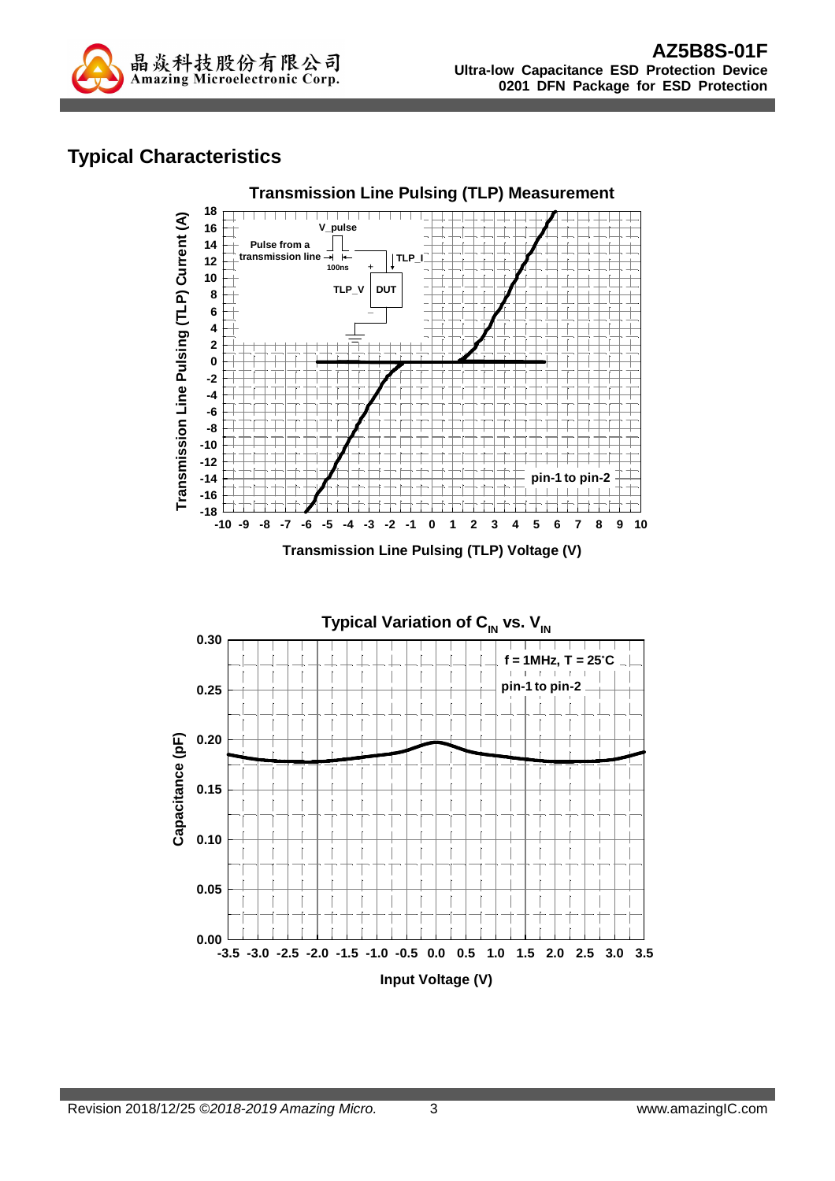## Typical Characteristics

**Transmission Line Pulsing (TLP) Measurement**

Transmission Line Pulsing (TLP) Current (A)

18
16
14
12
10
8
6
4
2
0
-2
-4
-6
-8
-10
-12
-14
-16
-18

-10 -9 -8 -7 -6 -5 -4 -3 -2 -1 0 1 2 3 4 5 6 7 8 9 10

Transmission Line Pulsing (TLP) Voltage (V)

V_pulse

Pulse from a transmission line

100ns

TLP_I

+

TLP_V

DUT

–

pin-1 to pin-2

**Typical Variation of $C_{IN}$ vs. $V_{IN}$**

Capacitance (pF)

0.30
0.25
0.20
0.15
0.10
0.05
0.00

-3.5 -3.0 -2.5 -2.0 -1.5 -1.0 -0.5 0.0 0.5 1.0 1.5 2.0 2.5 3.0 3.5

Input Voltage (V)

f = 1MHz, T = 25°C

pin-1 to pin-2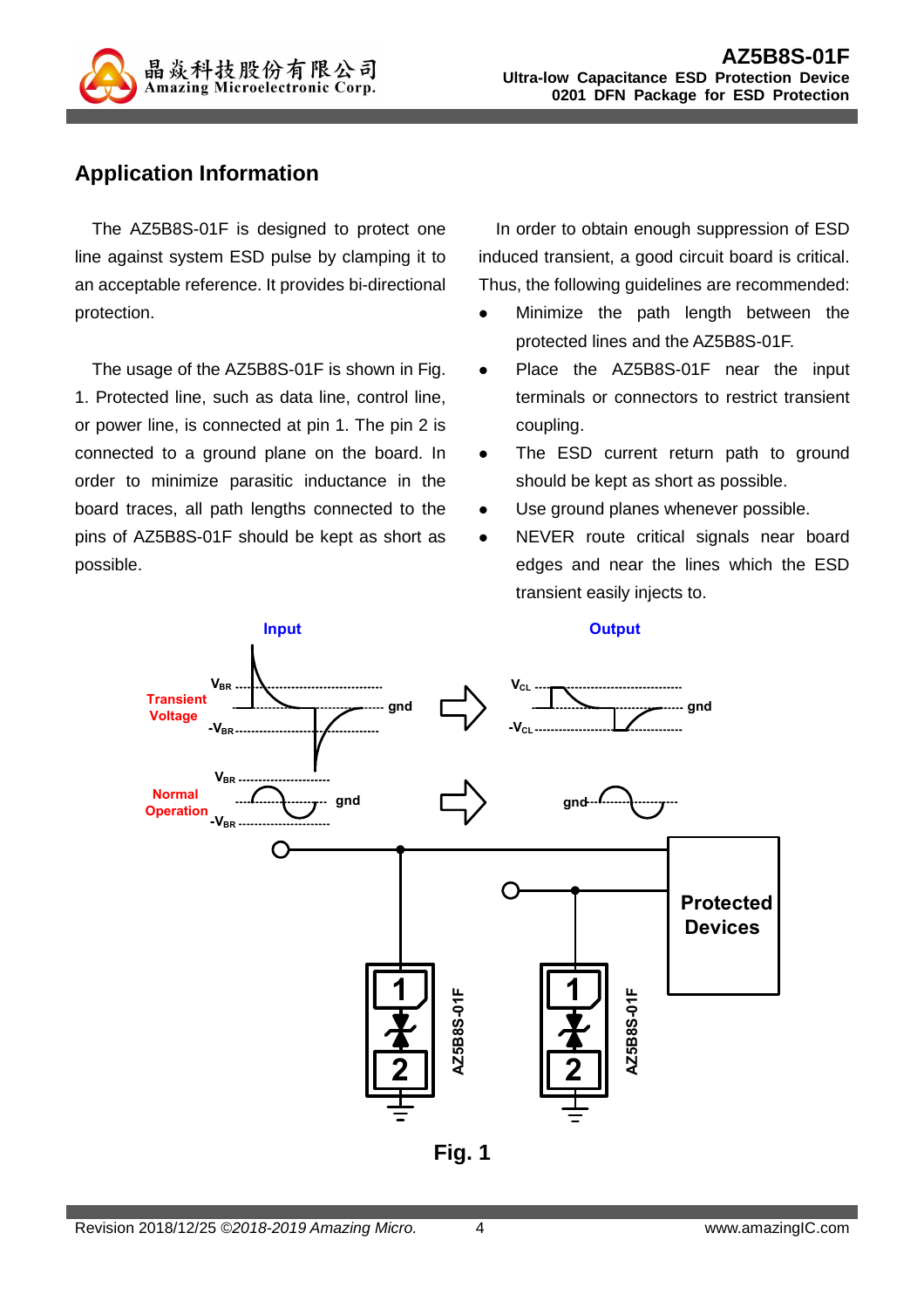## Application Information

The AZ5B8S-01F is designed to protect one line against system ESD pulse by clamping it to an acceptable reference. It provides bi-directional protection.

The usage of the AZ5B8S-01F is shown in Fig. 1. Protected line, such as data line, control line, or power line, is connected at pin 1. The pin 2 is connected to a ground plane on the board. In order to minimize parasitic inductance in the board traces, all path lengths connected to the pins of AZ5B8S-01F should be kept as short as possible.

In order to obtain enough suppression of ESD induced transient, a good circuit board is critical. Thus, the following guidelines are recommended:

- Minimize the path length between the protected lines and the AZ5B8S-01F.
- Place the AZ5B8S-01F near the input terminals or connectors to restrict transient coupling.
- The ESD current return path to ground should be kept as short as possible.
- Use ground planes whenever possible.
- NEVER route critical signals near board edges and near the lines which the ESD transient easily injects to.

Input

Output

Transient Voltage

$V_{BR}$

gnd

$-V_{BR}$

$V_{CL}$

gnd

$-V_{CL}$

Normal Operation

$V_{BR}$

gnd

$-V_{BR}$

gnd

Protected Devices

1

2

AZ5B8S-01F

1

2

AZ5B8S-01F

**Fig. 1**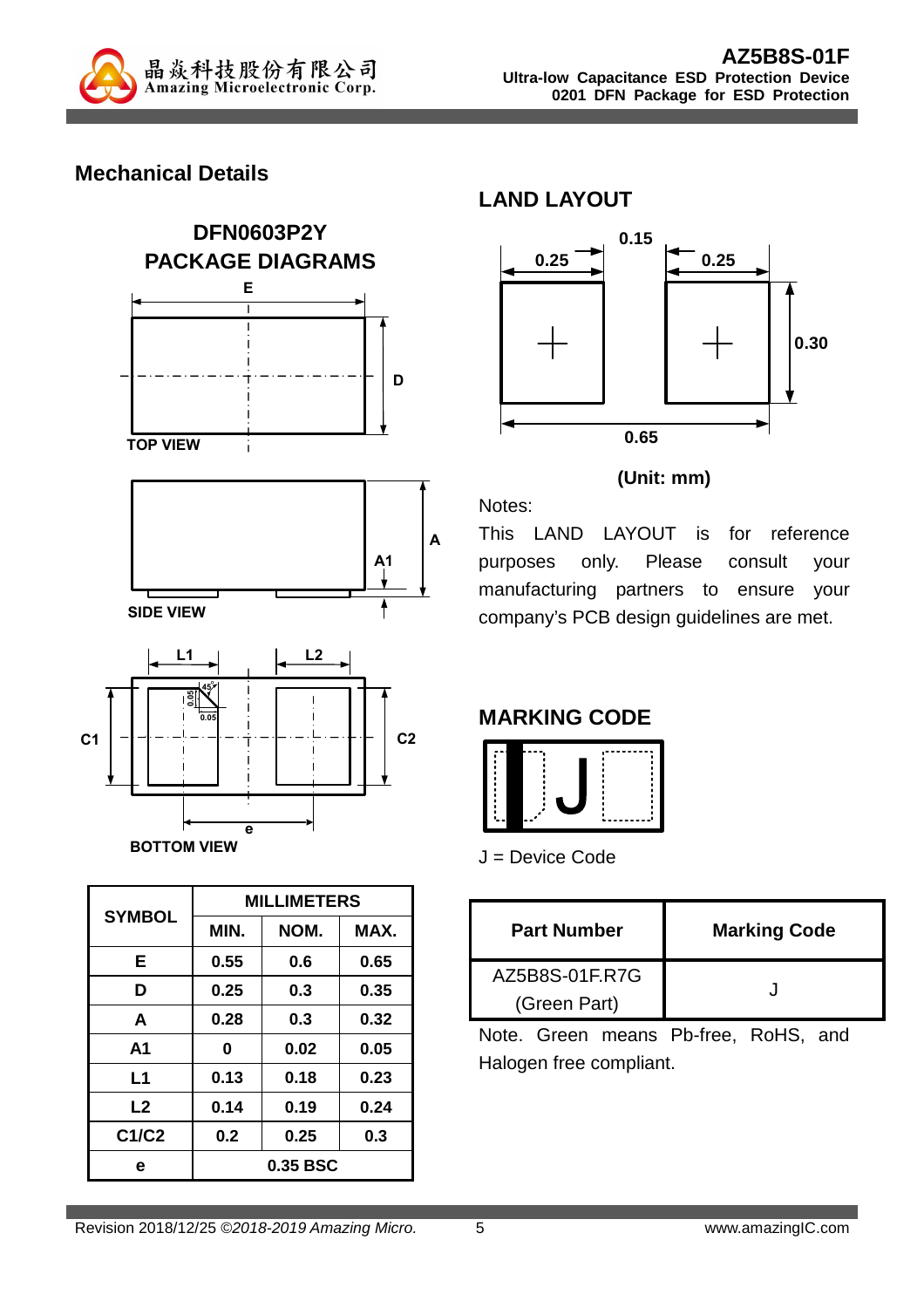## Mechanical Details

### DFN0603P2Y PACKAGE DIAGRAMS

E

D

TOP VIEW

A

A1

SIDE VIEW

L1 L2

45°

0.05

0.05

C1 C2

e

BOTTOM VIEW

| SYMBOL | MILLIMETERS | | |
|---|---|---|---|
| | MIN. | NOM. | MAX. |
| E | 0.55 | 0.6 | 0.65 |
| D | 0.25 | 0.3 | 0.35 |
| A | 0.28 | 0.3 | 0.32 |
| A1 | 0 | 0.02 | 0.05 |
| L1 | 0.13 | 0.18 | 0.23 |
| L2 | 0.14 | 0.19 | 0.24 |
| C1/C2 | 0.2 | 0.25 | 0.3 |
| e | 0.35 BSC | | |

### LAND LAYOUT

0.15

0.25 0.25

0.30

0.65

**(Unit: mm)**

Notes:

This LAND LAYOUT is for reference purposes only. Please consult your manufacturing partners to ensure your company's PCB design guidelines are met.

### MARKING CODE

J

J = Device Code

| Part Number | Marking Code |
|---|---|
| AZ5B8S-01F.R7G (Green Part) | J |

Note. Green means Pb-free, RoHS, and Halogen free compliant.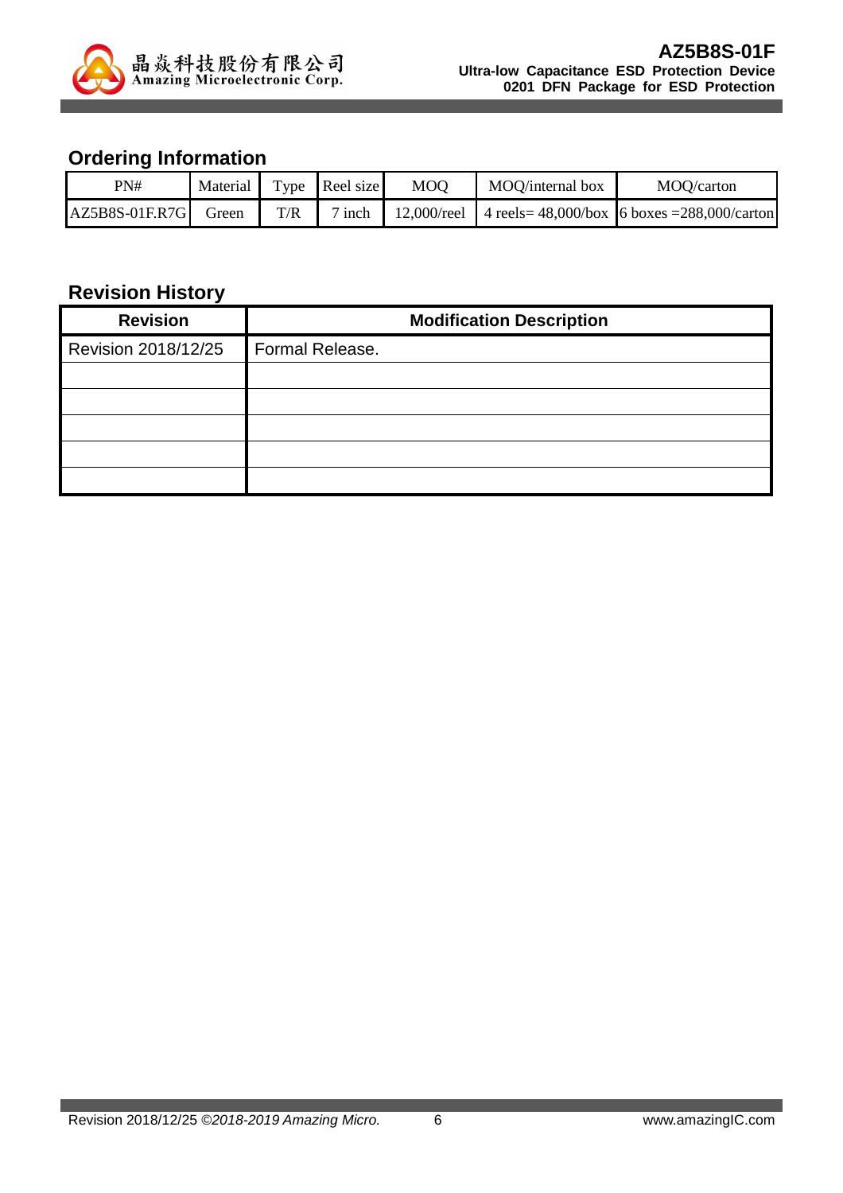## Ordering Information

| PN# | Material | Type | Reel size | MOQ | MOQ/internal box | MOQ/carton |
|---|---|---|---|---|---|---|
| AZ5B8S-01F.R7G | Green | T/R | 7 inch | 12,000/reel | 4 reels= 48,000/box | 6 boxes =288,000/carton |

## Revision History

| Revision | Modification Description |
|---|---|
| Revision 2018/12/25 | Formal Release. |
| | |
| | |
| | |
| | |
| | |